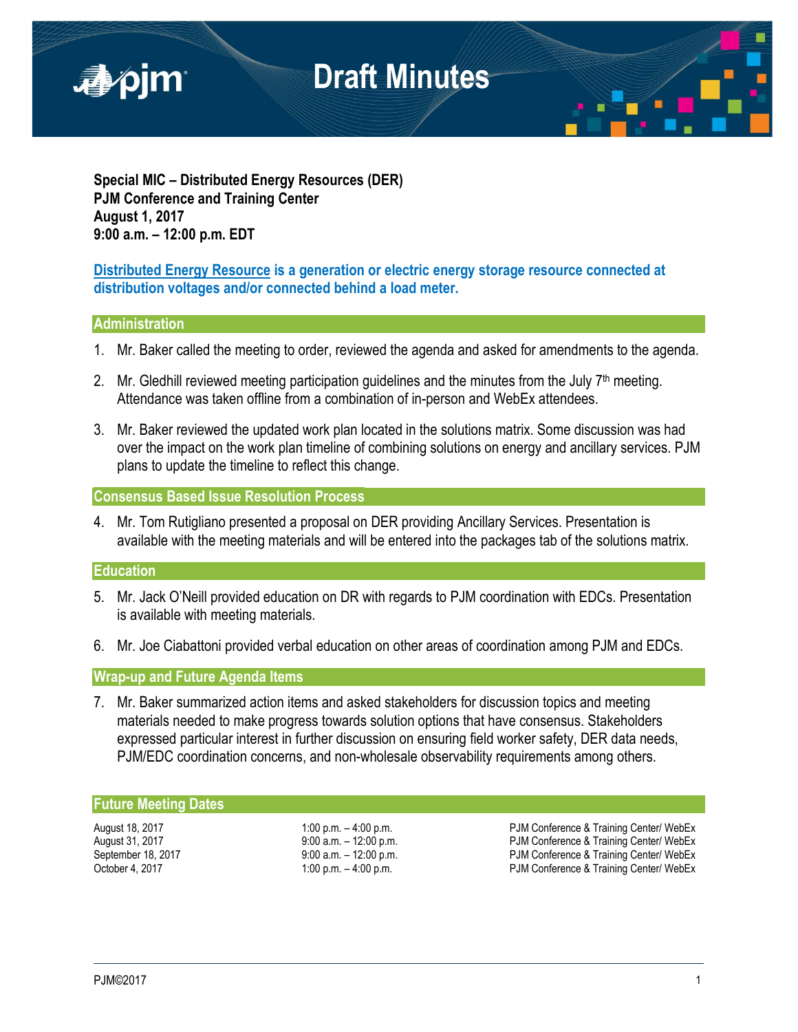# Draft Minutes

**Special MIC – Distributed Energy Resources (DER)**
**PJM Conference and Training Center**
**August 1, 2017**
**9:00 a.m. – 12:00 p.m. EDT**

**Distributed Energy Resource is a generation or electric energy storage resource connected at distribution voltages and/or connected behind a load meter.**

## Administration

1. Mr. Baker called the meeting to order, reviewed the agenda and asked for amendments to the agenda.

2. Mr. Gledhill reviewed meeting participation guidelines and the minutes from the July 7th meeting. Attendance was taken offline from a combination of in-person and WebEx attendees.

3. Mr. Baker reviewed the updated work plan located in the solutions matrix. Some discussion was had over the impact on the work plan timeline of combining solutions on energy and ancillary services. PJM plans to update the timeline to reflect this change.

## Consensus Based Issue Resolution Process

4. Mr. Tom Rutigliano presented a proposal on DER providing Ancillary Services. Presentation is available with the meeting materials and will be entered into the packages tab of the solutions matrix.

## Education

5. Mr. Jack O'Neill provided education on DR with regards to PJM coordination with EDCs. Presentation is available with meeting materials.

6. Mr. Joe Ciabattoni provided verbal education on other areas of coordination among PJM and EDCs.

## Wrap-up and Future Agenda Items

7. Mr. Baker summarized action items and asked stakeholders for discussion topics and meeting materials needed to make progress towards solution options that have consensus. Stakeholders expressed particular interest in further discussion on ensuring field worker safety, DER data needs, PJM/EDC coordination concerns, and non-wholesale observability requirements among others.

## Future Meeting Dates

| | | |
|---|---|---|
| August 18, 2017 | 1:00 p.m. – 4:00 p.m. | PJM Conference & Training Center/ WebEx |
| August 31, 2017 | 9:00 a.m. – 12:00 p.m. | PJM Conference & Training Center/ WebEx |
| September 18, 2017 | 9:00 a.m. – 12:00 p.m. | PJM Conference & Training Center/ WebEx |
| October 4, 2017 | 1:00 p.m. – 4:00 p.m. | PJM Conference & Training Center/ WebEx |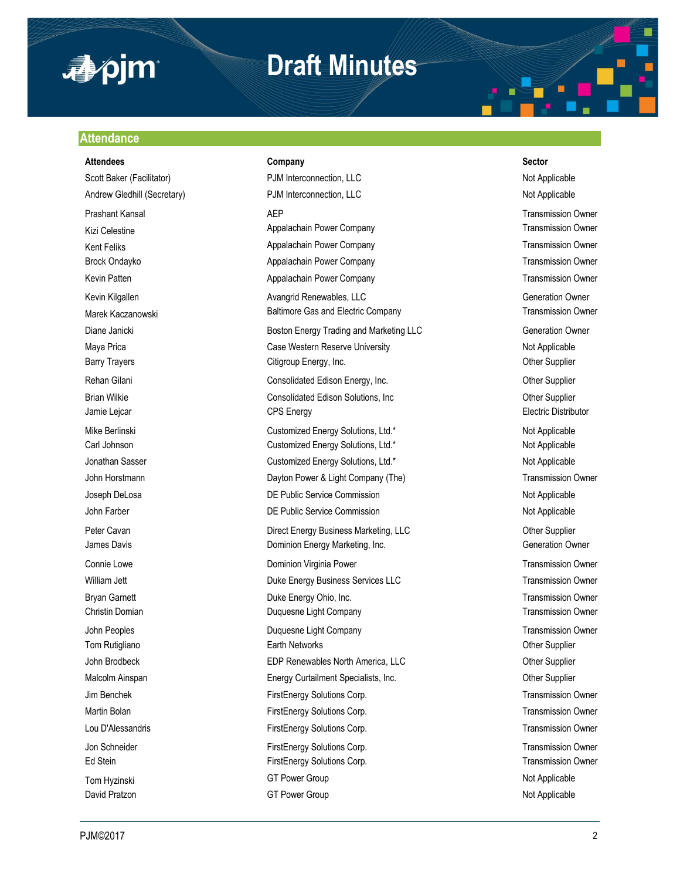# Draft Minutes

## Attendance

| Attendees | Company | Sector |
|---|---|---|
| Scott Baker (Facilitator) | PJM Interconnection, LLC | Not Applicable |
| Andrew Gledhill (Secretary) | PJM Interconnection, LLC | Not Applicable |
| Prashant Kansal | AEP | Transmission Owner |
| Kizi Celestine | Appalachain Power Company | Transmission Owner |
| Kent Feliks | Appalachain Power Company | Transmission Owner |
| Brock Ondayko | Appalachain Power Company | Transmission Owner |
| Kevin Patten | Appalachain Power Company | Transmission Owner |
| Kevin Kilgallen | Avangrid Renewables, LLC | Generation Owner |
| Marek Kaczanowski | Baltimore Gas and Electric Company | Transmission Owner |
| Diane Janicki | Boston Energy Trading and Marketing LLC | Generation Owner |
| Maya Prica | Case Western Reserve University | Not Applicable |
| Barry Trayers | Citigroup Energy, Inc. | Other Supplier |
| Rehan Gilani | Consolidated Edison Energy, Inc. | Other Supplier |
| Brian Wilkie | Consolidated Edison Solutions, Inc | Other Supplier |
| Jamie Lejcar | CPS Energy | Electric Distributor |
| Mike Berlinski | Customized Energy Solutions, Ltd.* | Not Applicable |
| Carl Johnson | Customized Energy Solutions, Ltd.* | Not Applicable |
| Jonathan Sasser | Customized Energy Solutions, Ltd.* | Not Applicable |
| John Horstmann | Dayton Power & Light Company (The) | Transmission Owner |
| Joseph DeLosa | DE Public Service Commission | Not Applicable |
| John Farber | DE Public Service Commission | Not Applicable |
| Peter Cavan | Direct Energy Business Marketing, LLC | Other Supplier |
| James Davis | Dominion Energy Marketing, Inc. | Generation Owner |
| Connie Lowe | Dominion Virginia Power | Transmission Owner |
| William Jett | Duke Energy Business Services LLC | Transmission Owner |
| Bryan Garnett | Duke Energy Ohio, Inc. | Transmission Owner |
| Christin Domian | Duquesne Light Company | Transmission Owner |
| John Peoples | Duquesne Light Company | Transmission Owner |
| Tom Rutigliano | Earth Networks | Other Supplier |
| John Brodbeck | EDP Renewables North America, LLC | Other Supplier |
| Malcolm Ainspan | Energy Curtailment Specialists, Inc. | Other Supplier |
| Jim Benchek | FirstEnergy Solutions Corp. | Transmission Owner |
| Martin Bolan | FirstEnergy Solutions Corp. | Transmission Owner |
| Lou D'Alessandris | FirstEnergy Solutions Corp. | Transmission Owner |
| Jon Schneider | FirstEnergy Solutions Corp. | Transmission Owner |
| Ed Stein | FirstEnergy Solutions Corp. | Transmission Owner |
| Tom Hyzinski | GT Power Group | Not Applicable |
| David Pratzon | GT Power Group | Not Applicable |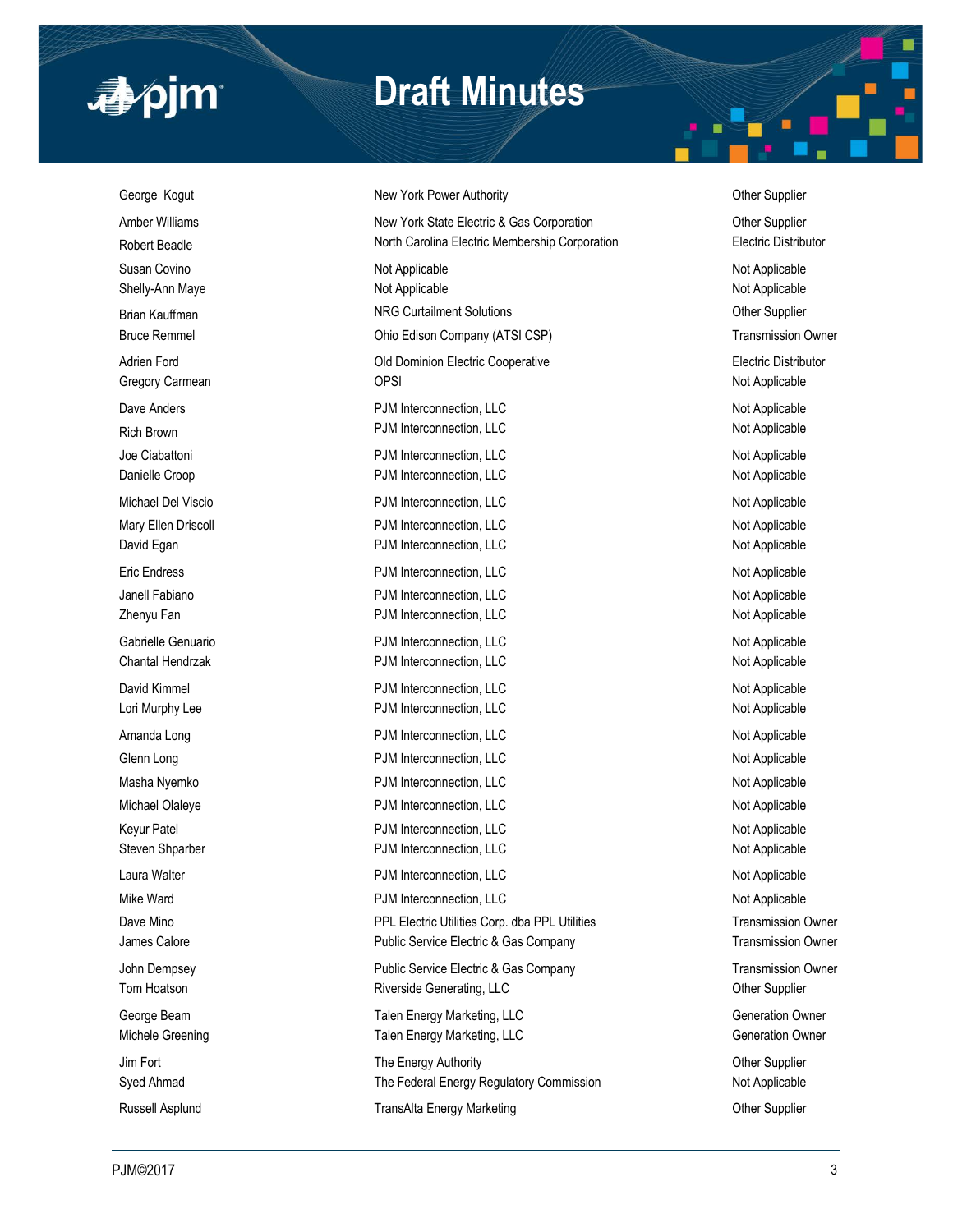| | | |
|---|---|---|
| George Kogut | New York Power Authority | Other Supplier |
| Amber Williams | New York State Electric & Gas Corporation | Other Supplier |
| Robert Beadle | North Carolina Electric Membership Corporation | Electric Distributor |
| Susan Covino | Not Applicable | Not Applicable |
| Shelly-Ann Maye | Not Applicable | Not Applicable |
| Brian Kauffman | NRG Curtailment Solutions | Other Supplier |
| Bruce Remmel | Ohio Edison Company (ATSI CSP) | Transmission Owner |
| Adrien Ford | Old Dominion Electric Cooperative | Electric Distributor |
| Gregory Carmean | OPSI | Not Applicable |
| Dave Anders | PJM Interconnection, LLC | Not Applicable |
| Rich Brown | PJM Interconnection, LLC | Not Applicable |
| Joe Ciabattoni | PJM Interconnection, LLC | Not Applicable |
| Danielle Croop | PJM Interconnection, LLC | Not Applicable |
| Michael Del Viscio | PJM Interconnection, LLC | Not Applicable |
| Mary Ellen Driscoll | PJM Interconnection, LLC | Not Applicable |
| David Egan | PJM Interconnection, LLC | Not Applicable |
| Eric Endress | PJM Interconnection, LLC | Not Applicable |
| Janell Fabiano | PJM Interconnection, LLC | Not Applicable |
| Zhenyu Fan | PJM Interconnection, LLC | Not Applicable |
| Gabrielle Genuario | PJM Interconnection, LLC | Not Applicable |
| Chantal Hendrzak | PJM Interconnection, LLC | Not Applicable |
| David Kimmel | PJM Interconnection, LLC | Not Applicable |
| Lori Murphy Lee | PJM Interconnection, LLC | Not Applicable |
| Amanda Long | PJM Interconnection, LLC | Not Applicable |
| Glenn Long | PJM Interconnection, LLC | Not Applicable |
| Masha Nyemko | PJM Interconnection, LLC | Not Applicable |
| Michael Olaleye | PJM Interconnection, LLC | Not Applicable |
| Keyur Patel | PJM Interconnection, LLC | Not Applicable |
| Steven Shparber | PJM Interconnection, LLC | Not Applicable |
| Laura Walter | PJM Interconnection, LLC | Not Applicable |
| Mike Ward | PJM Interconnection, LLC | Not Applicable |
| Dave Mino | PPL Electric Utilities Corp. dba PPL Utilities | Transmission Owner |
| James Calore | Public Service Electric & Gas Company | Transmission Owner |
| John Dempsey | Public Service Electric & Gas Company | Transmission Owner |
| Tom Hoatson | Riverside Generating, LLC | Other Supplier |
| George Beam | Talen Energy Marketing, LLC | Generation Owner |
| Michele Greening | Talen Energy Marketing, LLC | Generation Owner |
| Jim Fort | The Energy Authority | Other Supplier |
| Syed Ahmad | The Federal Energy Regulatory Commission | Not Applicable |
| Russell Asplund | TransAlta Energy Marketing | Other Supplier |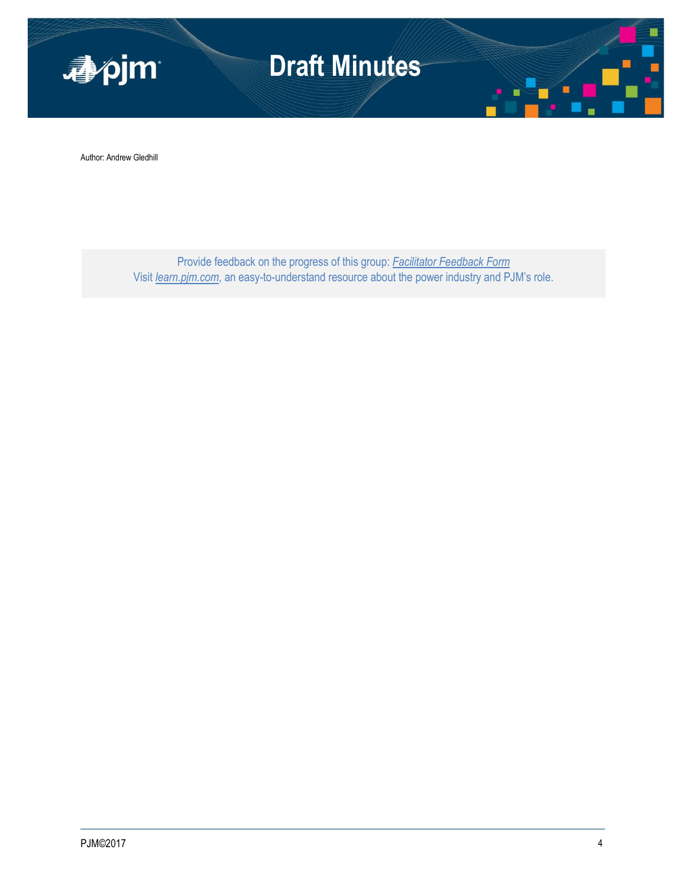Author: Andrew Gledhill

Provide feedback on the progress of this group: *Facilitator Feedback Form*
Visit *learn.pjm.com*, an easy-to-understand resource about the power industry and PJM's role.